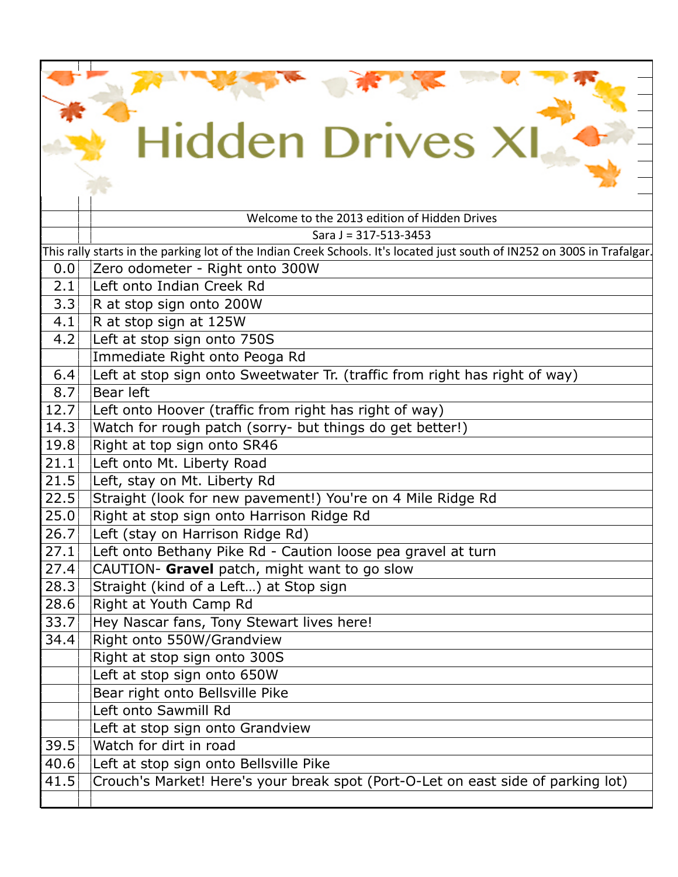# Hidden Drives XI

Welcome to the 2013 edition of Hidden Drives

Sara J = 317-513-3453

This rally starts in the parking lot of the Indian Creek Schools. It's located just south of IN252 on 300S in Trafalgar.

| Mile | Direction |
|---|---|
| 0.0 | Zero odometer - Right onto 300W |
| 2.1 | Left onto Indian Creek Rd |
| 3.3 | R at stop sign onto 200W |
| 4.1 | R at stop sign at 125W |
| 4.2 | Left at stop sign onto 750S |
| | Immediate Right onto Peoga Rd |
| 6.4 | Left at stop sign onto Sweetwater Tr. (traffic from right has right of way) |
| 8.7 | Bear left |
| 12.7 | Left onto Hoover (traffic from right has right of way) |
| 14.3 | Watch for rough patch (sorry- but things do get better!) |
| 19.8 | Right at top sign onto SR46 |
| 21.1 | Left onto Mt. Liberty Road |
| 21.5 | Left, stay on Mt. Liberty Rd |
| 22.5 | Straight (look for new pavement!) You're on 4 Mile Ridge Rd |
| 25.0 | Right at stop sign onto Harrison Ridge Rd |
| 26.7 | Left (stay on Harrison Ridge Rd) |
| 27.1 | Left onto Bethany Pike Rd - Caution loose pea gravel at turn |
| 27.4 | CAUTION- **Gravel** patch, might want to go slow |
| 28.3 | Straight (kind of a Left…) at Stop sign |
| 28.6 | Right at Youth Camp Rd |
| 33.7 | Hey Nascar fans, Tony Stewart lives here! |
| 34.4 | Right onto 550W/Grandview |
| | Right at stop sign onto 300S |
| | Left at stop sign onto 650W |
| | Bear right onto Bellsville Pike |
| | Left onto Sawmill Rd |
| | Left at stop sign onto Grandview |
| 39.5 | Watch for dirt in road |
| 40.6 | Left at stop sign onto Bellsville Pike |
| 41.5 | Crouch's Market! Here's your break spot (Port-O-Let on east side of parking lot) |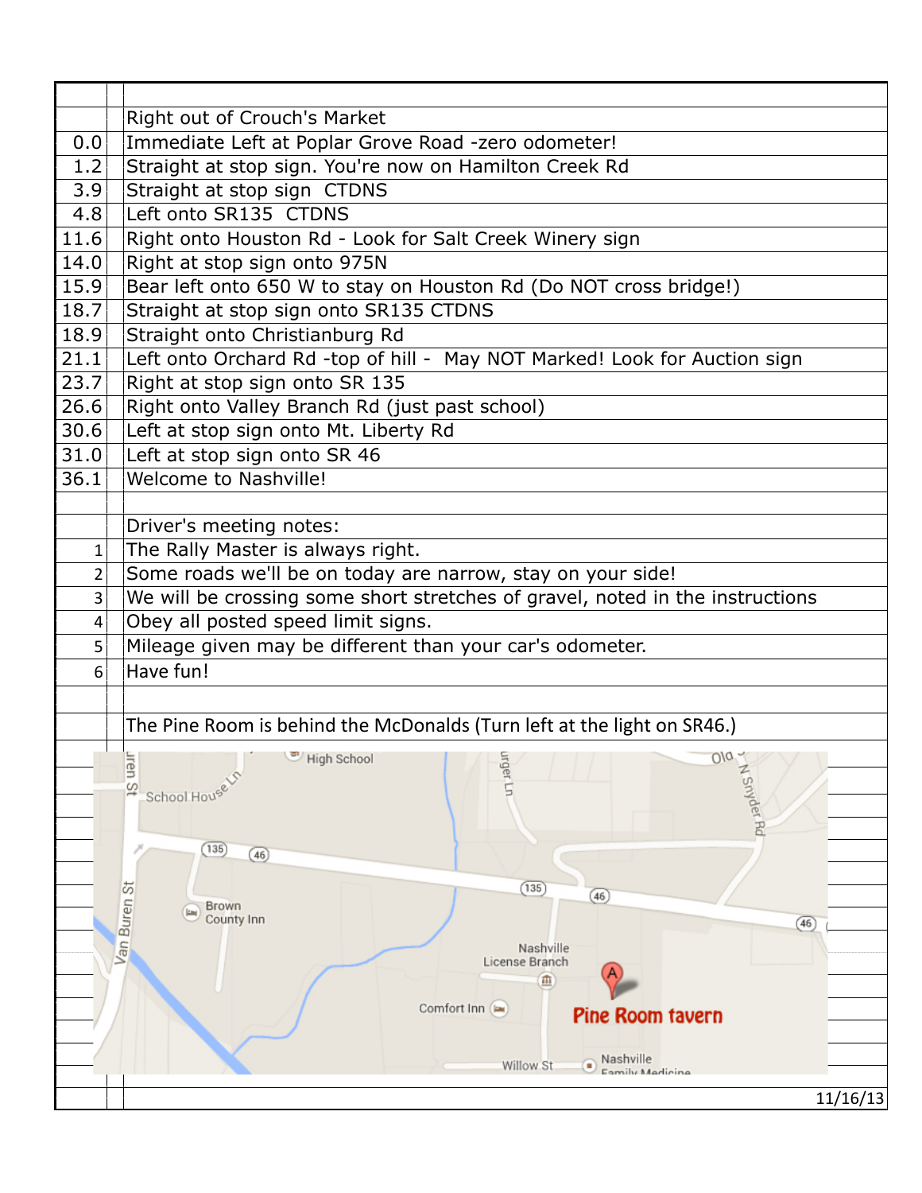| | |
|---|---|
| | Right out of Crouch's Market |
| 0.0 | Immediate Left at Poplar Grove Road -zero odometer! |
| 1.2 | Straight at stop sign. You're now on Hamilton Creek Rd |
| 3.9 | Straight at stop sign CTDNS |
| 4.8 | Left onto SR135 CTDNS |
| 11.6 | Right onto Houston Rd - Look for Salt Creek Winery sign |
| 14.0 | Right at stop sign onto 975N |
| 15.9 | Bear left onto 650 W to stay on Houston Rd (Do NOT cross bridge!) |
| 18.7 | Straight at stop sign onto SR135 CTDNS |
| 18.9 | Straight onto Christianburg Rd |
| 21.1 | Left onto Orchard Rd -top of hill - May NOT Marked! Look for Auction sign |
| 23.7 | Right at stop sign onto SR 135 |
| 26.6 | Right onto Valley Branch Rd (just past school) |
| 30.6 | Left at stop sign onto Mt. Liberty Rd |
| 31.0 | Left at stop sign onto SR 46 |
| 36.1 | Welcome to Nashville! |
| | |
| | Driver's meeting notes: |
| 1 | The Rally Master is always right. |
| 2 | Some roads we'll be on today are narrow, stay on your side! |
| 3 | We will be crossing some short stretches of gravel, noted in the instructions |
| 4 | Obey all posted speed limit signs. |
| 5 | Mileage given may be different than your car's odometer. |
| 6 | Have fun! |
| | |
| | The Pine Room is behind the McDonalds (Turn left at the light on SR46.) |

High School
School House Ln
Van Buren St
135
46
Brown County Inn
Nashville License Branch
Comfort Inn
Pine Room tavern
Willow St
Nashville Family Medicine
N Snyder Rd

11/16/13